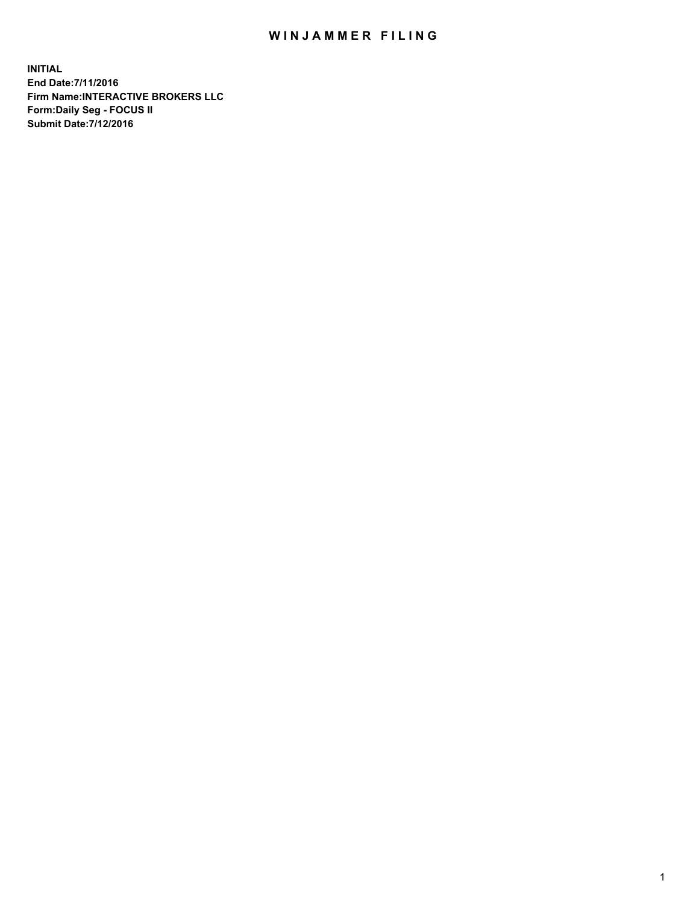# WINJAMMER FILING

**INITIAL**
**End Date:7/11/2016**
**Firm Name:INTERACTIVE BROKERS LLC**
**Form:Daily Seg - FOCUS II**
**Submit Date:7/12/2016**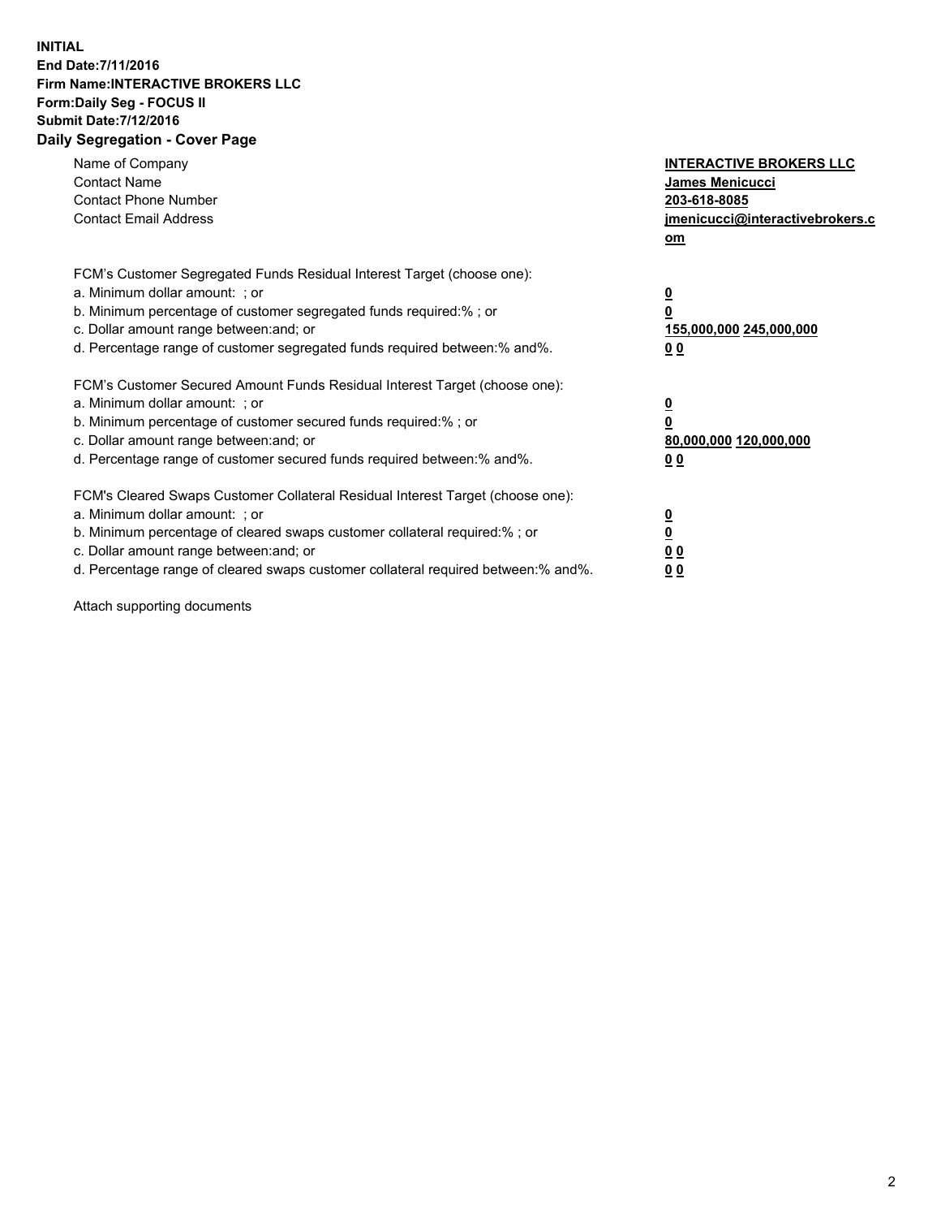**INITIAL**
**End Date:7/11/2016**
**Firm Name:INTERACTIVE BROKERS LLC**
**Form:Daily Seg - FOCUS II**
**Submit Date:7/12/2016**
**Daily Segregation - Cover Page**

| | |
|---|---|
| Name of Company | **INTERACTIVE BROKERS LLC** |
| Contact Name | **James Menicucci** |
| Contact Phone Number | **203-618-8085** |
| Contact Email Address | **jmenicucci@interactivebrokers.com** |

FCM's Customer Segregated Funds Residual Interest Target (choose one):

| | |
|---|---|
| a. Minimum dollar amount: ; or | **0** |
| b. Minimum percentage of customer segregated funds required:% ; or | **0** |
| c. Dollar amount range between:and; or | **155,000,000** **245,000,000** |
| d. Percentage range of customer segregated funds required between:% and%. | **0** **0** |

FCM's Customer Secured Amount Funds Residual Interest Target (choose one):

| | |
|---|---|
| a. Minimum dollar amount: ; or | **0** |
| b. Minimum percentage of customer secured funds required:% ; or | **0** |
| c. Dollar amount range between:and; or | **80,000,000** **120,000,000** |
| d. Percentage range of customer secured funds required between:% and%. | **0** **0** |

FCM's Cleared Swaps Customer Collateral Residual Interest Target (choose one):

| | |
|---|---|
| a. Minimum dollar amount: ; or | **0** |
| b. Minimum percentage of cleared swaps customer collateral required:% ; or | **0** |
| c. Dollar amount range between:and; or | **0** **0** |
| d. Percentage range of cleared swaps customer collateral required between:% and%. | **0** **0** |

Attach supporting documents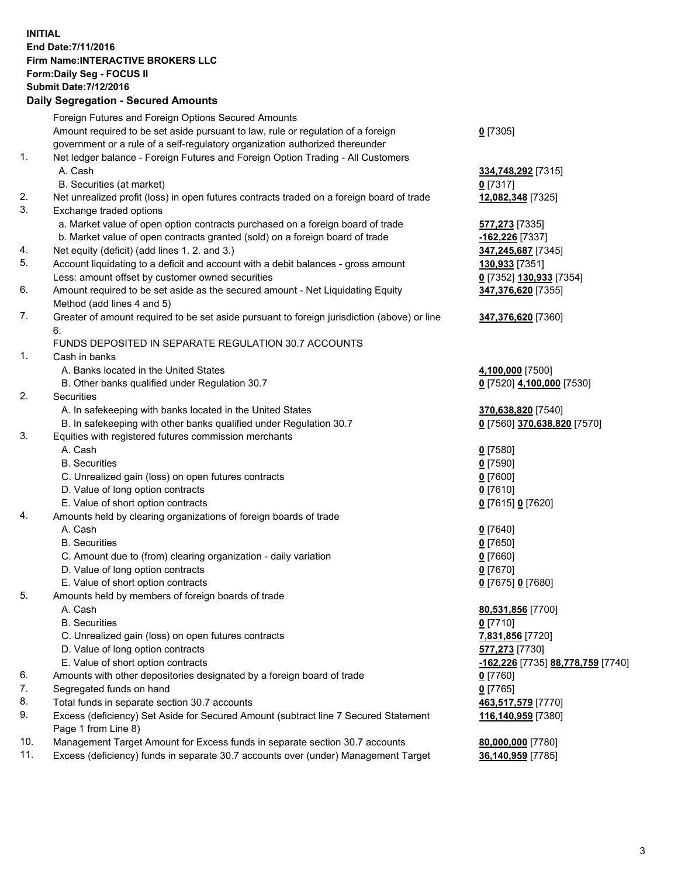**INITIAL**
**End Date:7/11/2016**
**Firm Name:INTERACTIVE BROKERS LLC**
**Form:Daily Seg - FOCUS II**
**Submit Date:7/12/2016**

## Daily Segregation - Secured Amounts

| | | |
|---|---|---|
| | Foreign Futures and Foreign Options Secured Amounts | |
| | Amount required to be set aside pursuant to law, rule or regulation of a foreign government or a rule of a self-regulatory organization authorized thereunder | **0** [7305] |
| 1. | Net ledger balance - Foreign Futures and Foreign Option Trading - All Customers | |
| | A. Cash | **334,748,292** [7315] |
| | B. Securities (at market) | **0** [7317] |
| 2. | Net unrealized profit (loss) in open futures contracts traded on a foreign board of trade | **12,082,348** [7325] |
| 3. | Exchange traded options | |
| | a. Market value of open option contracts purchased on a foreign board of trade | **577,273** [7335] |
| | b. Market value of open contracts granted (sold) on a foreign board of trade | **-162,226** [7337] |
| 4. | Net equity (deficit) (add lines 1. 2. and 3.) | **347,245,687** [7345] |
| 5. | Account liquidating to a deficit and account with a debit balances - gross amount | **130,933** [7351] |
| | Less: amount offset by customer owned securities | **0** [7352] **130,933** [7354] |
| 6. | Amount required to be set aside as the secured amount - Net Liquidating Equity Method (add lines 4 and 5) | **347,376,620** [7355] |
| 7. | Greater of amount required to be set aside pursuant to foreign jurisdiction (above) or line 6. | **347,376,620** [7360] |
| | FUNDS DEPOSITED IN SEPARATE REGULATION 30.7 ACCOUNTS | |
| 1. | Cash in banks | |
| | A. Banks located in the United States | **4,100,000** [7500] |
| | B. Other banks qualified under Regulation 30.7 | **0** [7520] **4,100,000** [7530] |
| 2. | Securities | |
| | A. In safekeeping with banks located in the United States | **370,638,820** [7540] |
| | B. In safekeeping with other banks qualified under Regulation 30.7 | **0** [7560] **370,638,820** [7570] |
| 3. | Equities with registered futures commission merchants | |
| | A. Cash | **0** [7580] |
| | B. Securities | **0** [7590] |
| | C. Unrealized gain (loss) on open futures contracts | **0** [7600] |
| | D. Value of long option contracts | **0** [7610] |
| | E. Value of short option contracts | **0** [7615] **0** [7620] |
| 4. | Amounts held by clearing organizations of foreign boards of trade | |
| | A. Cash | **0** [7640] |
| | B. Securities | **0** [7650] |
| | C. Amount due to (from) clearing organization - daily variation | **0** [7660] |
| | D. Value of long option contracts | **0** [7670] |
| | E. Value of short option contracts | **0** [7675] **0** [7680] |
| 5. | Amounts held by members of foreign boards of trade | |
| | A. Cash | **80,531,856** [7700] |
| | B. Securities | **0** [7710] |
| | C. Unrealized gain (loss) on open futures contracts | **7,831,856** [7720] |
| | D. Value of long option contracts | **577,273** [7730] |
| | E. Value of short option contracts | **-162,226** [7735] **88,778,759** [7740] |
| 6. | Amounts with other depositories designated by a foreign board of trade | **0** [7760] |
| 7. | Segregated funds on hand | **0** [7765] |
| 8. | Total funds in separate section 30.7 accounts | **463,517,579** [7770] |
| 9. | Excess (deficiency) Set Aside for Secured Amount (subtract line 7 Secured Statement Page 1 from Line 8) | **116,140,959** [7380] |
| 10. | Management Target Amount for Excess funds in separate section 30.7 accounts | **80,000,000** [7780] |
| 11. | Excess (deficiency) funds in separate 30.7 accounts over (under) Management Target | **36,140,959** [7785] |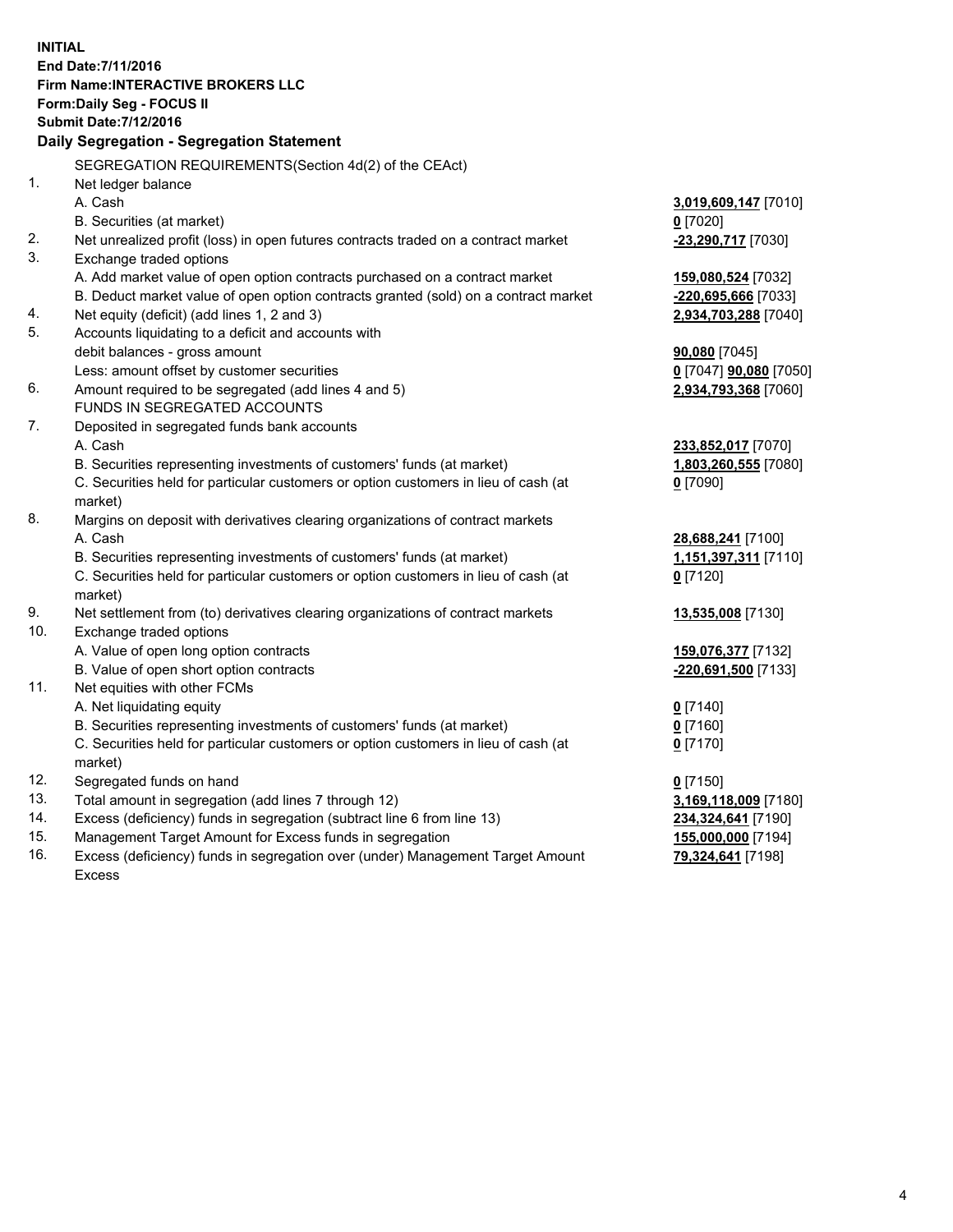**INITIAL**
**End Date:7/11/2016**
**Firm Name:INTERACTIVE BROKERS LLC**
**Form:Daily Seg - FOCUS II**
**Submit Date:7/12/2016**

## Daily Segregation - Segregation Statement

SEGREGATION REQUIREMENTS(Section 4d(2) of the CEAct)

| | | |
|---|---|---|
| 1. | Net ledger balance | |
| | A. Cash | **3,019,609,147** [7010] |
| | B. Securities (at market) | **0** [7020] |
| 2. | Net unrealized profit (loss) in open futures contracts traded on a contract market | **-23,290,717** [7030] |
| 3. | Exchange traded options | |
| | A. Add market value of open option contracts purchased on a contract market | **159,080,524** [7032] |
| | B. Deduct market value of open option contracts granted (sold) on a contract market | **-220,695,666** [7033] |
| 4. | Net equity (deficit) (add lines 1, 2 and 3) | **2,934,703,288** [7040] |
| 5. | Accounts liquidating to a deficit and accounts with | |
| | debit balances - gross amount | **90,080** [7045] |
| | Less: amount offset by customer securities | **0** [7047] **90,080** [7050] |
| 6. | Amount required to be segregated (add lines 4 and 5) | **2,934,793,368** [7060] |
| | FUNDS IN SEGREGATED ACCOUNTS | |
| 7. | Deposited in segregated funds bank accounts | |
| | A. Cash | **233,852,017** [7070] |
| | B. Securities representing investments of customers' funds (at market) | **1,803,260,555** [7080] |
| | C. Securities held for particular customers or option customers in lieu of cash (at market) | **0** [7090] |
| 8. | Margins on deposit with derivatives clearing organizations of contract markets | |
| | A. Cash | **28,688,241** [7100] |
| | B. Securities representing investments of customers' funds (at market) | **1,151,397,311** [7110] |
| | C. Securities held for particular customers or option customers in lieu of cash (at market) | **0** [7120] |
| 9. | Net settlement from (to) derivatives clearing organizations of contract markets | **13,535,008** [7130] |
| 10. | Exchange traded options | |
| | A. Value of open long option contracts | **159,076,377** [7132] |
| | B. Value of open short option contracts | **-220,691,500** [7133] |
| 11. | Net equities with other FCMs | |
| | A. Net liquidating equity | **0** [7140] |
| | B. Securities representing investments of customers' funds (at market) | **0** [7160] |
| | C. Securities held for particular customers or option customers in lieu of cash (at market) | **0** [7170] |
| 12. | Segregated funds on hand | **0** [7150] |
| 13. | Total amount in segregation (add lines 7 through 12) | **3,169,118,009** [7180] |
| 14. | Excess (deficiency) funds in segregation (subtract line 6 from line 13) | **234,324,641** [7190] |
| 15. | Management Target Amount for Excess funds in segregation | **155,000,000** [7194] |
| 16. | Excess (deficiency) funds in segregation over (under) Management Target Amount Excess | **79,324,641** [7198] |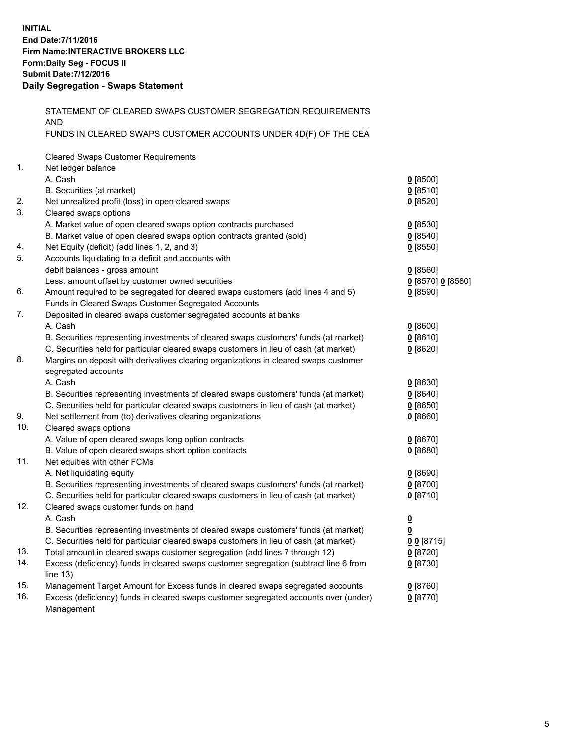**INITIAL**
**End Date:7/11/2016**
**Firm Name:INTERACTIVE BROKERS LLC**
**Form:Daily Seg - FOCUS II**
**Submit Date:7/12/2016**
**Daily Segregation - Swaps Statement**

STATEMENT OF CLEARED SWAPS CUSTOMER SEGREGATION REQUIREMENTS AND FUNDS IN CLEARED SWAPS CUSTOMER ACCOUNTS UNDER 4D(F) OF THE CEA

| | | |
|---|---|---|
| | Cleared Swaps Customer Requirements | |
| 1. | Net ledger balance | |
| | A. Cash | 0 [8500] |
| | B. Securities (at market) | 0 [8510] |
| 2. | Net unrealized profit (loss) in open cleared swaps | 0 [8520] |
| 3. | Cleared swaps options | |
| | A. Market value of open cleared swaps option contracts purchased | 0 [8530] |
| | B. Market value of open cleared swaps option contracts granted (sold) | 0 [8540] |
| 4. | Net Equity (deficit) (add lines 1, 2, and 3) | 0 [8550] |
| 5. | Accounts liquidating to a deficit and accounts with debit balances - gross amount | 0 [8560] |
| | Less: amount offset by customer owned securities | 0 [8570] 0 [8580] |
| 6. | Amount required to be segregated for cleared swaps customers (add lines 4 and 5) | 0 [8590] |
| | Funds in Cleared Swaps Customer Segregated Accounts | |
| 7. | Deposited in cleared swaps customer segregated accounts at banks | |
| | A. Cash | 0 [8600] |
| | B. Securities representing investments of cleared swaps customers' funds (at market) | 0 [8610] |
| | C. Securities held for particular cleared swaps customers in lieu of cash (at market) | 0 [8620] |
| 8. | Margins on deposit with derivatives clearing organizations in cleared swaps customer segregated accounts | |
| | A. Cash | 0 [8630] |
| | B. Securities representing investments of cleared swaps customers' funds (at market) | 0 [8640] |
| | C. Securities held for particular cleared swaps customers in lieu of cash (at market) | 0 [8650] |
| 9. | Net settlement from (to) derivatives clearing organizations | 0 [8660] |
| 10. | Cleared swaps options | |
| | A. Value of open cleared swaps long option contracts | 0 [8670] |
| | B. Value of open cleared swaps short option contracts | 0 [8680] |
| 11. | Net equities with other FCMs | |
| | A. Net liquidating equity | 0 [8690] |
| | B. Securities representing investments of cleared swaps customers' funds (at market) | 0 [8700] |
| | C. Securities held for particular cleared swaps customers in lieu of cash (at market) | 0 [8710] |
| 12. | Cleared swaps customer funds on hand | |
| | A. Cash | 0 |
| | B. Securities representing investments of cleared swaps customers' funds (at market) | 0 |
| | C. Securities held for particular cleared swaps customers in lieu of cash (at market) | 0 0 [8715] |
| 13. | Total amount in cleared swaps customer segregation (add lines 7 through 12) | 0 [8720] |
| 14. | Excess (deficiency) funds in cleared swaps customer segregation (subtract line 6 from line 13) | 0 [8730] |
| 15. | Management Target Amount for Excess funds in cleared swaps segregated accounts | 0 [8760] |
| 16. | Excess (deficiency) funds in cleared swaps customer segregated accounts over (under) Management | 0 [8770] |